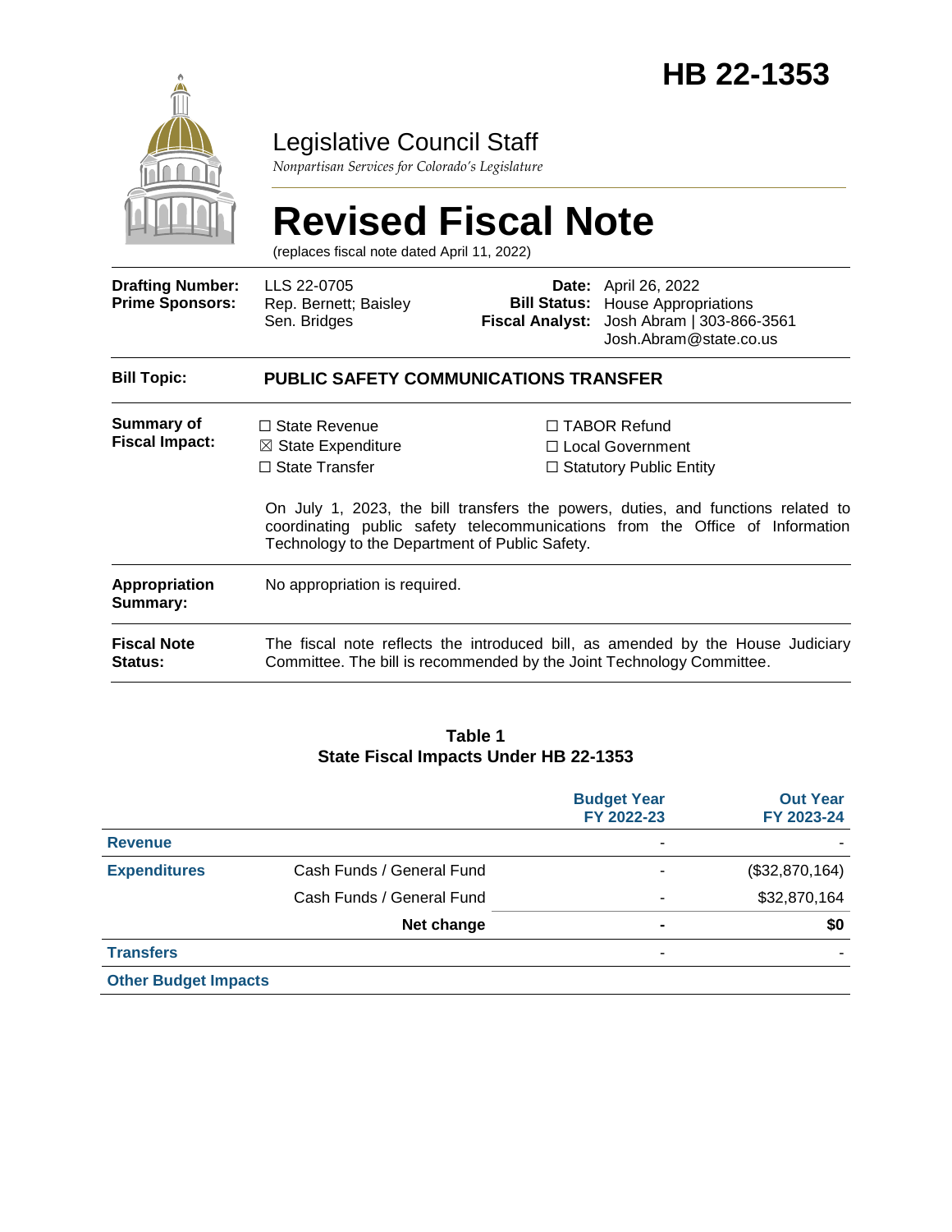# HB 22-1353

Legislative Council Staff

*Nonpartisan Services for Colorado's Legislature*

# Revised Fiscal Note

(replaces fiscal note dated April 11, 2022)

| | | | |
|---|---|---|---|
| **Drafting Number:** | LLS 22-0705 | **Date:** | April 26, 2022 |
| **Prime Sponsors:** | Rep. Bernett; Baisley<br>Sen. Bridges | **Bill Status:** | House Appropriations |
| | | **Fiscal Analyst:** | Josh Abram \| 303-866-3561<br>Josh.Abram@state.co.us |

| | |
|---|---|
| **Bill Topic:** | **PUBLIC SAFETY COMMUNICATIONS TRANSFER** |
| **Summary of Fiscal Impact:** | ☐ State Revenue ☒ State Expenditure ☐ State Transfer ☐ TABOR Refund ☐ Local Government ☐ Statutory Public Entity<br><br>On July 1, 2023, the bill transfers the powers, duties, and functions related to coordinating public safety telecommunications from the Office of Information Technology to the Department of Public Safety. |
| **Appropriation Summary:** | No appropriation is required. |
| **Fiscal Note Status:** | The fiscal note reflects the introduced bill, as amended by the House Judiciary Committee. The bill is recommended by the Joint Technology Committee. |

**Table 1**
**State Fiscal Impacts Under HB 22-1353**

| | | Budget Year FY 2022-23 | Out Year FY 2023-24 |
|---|---|---|---|
| **Revenue** | | - | - |
| **Expenditures** | Cash Funds / General Fund | - | ($32,870,164) |
| | Cash Funds / General Fund | - | $32,870,164 |
| | **Net change** | **-** | **$0** |
| **Transfers** | | - | - |
| **Other Budget Impacts** | | | |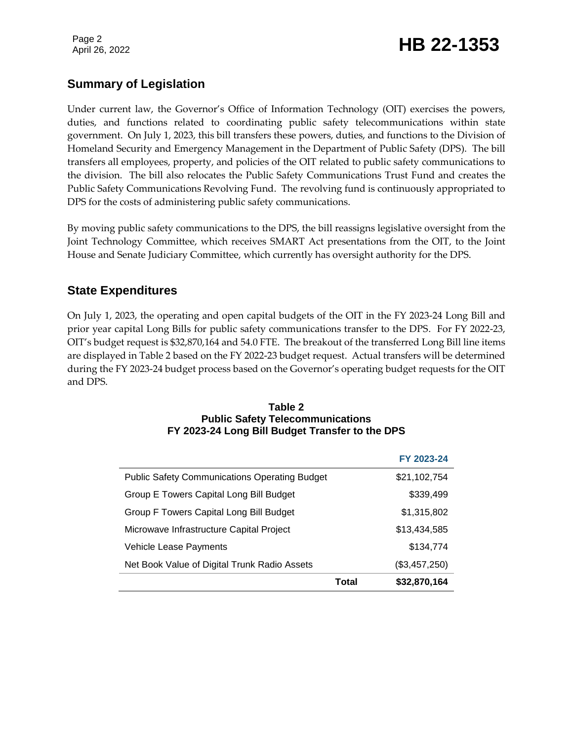## Summary of Legislation

Under current law, the Governor's Office of Information Technology (OIT) exercises the powers, duties, and functions related to coordinating public safety telecommunications within state government. On July 1, 2023, this bill transfers these powers, duties, and functions to the Division of Homeland Security and Emergency Management in the Department of Public Safety (DPS). The bill transfers all employees, property, and policies of the OIT related to public safety communications to the division. The bill also relocates the Public Safety Communications Trust Fund and creates the Public Safety Communications Revolving Fund. The revolving fund is continuously appropriated to DPS for the costs of administering public safety communications.

By moving public safety communications to the DPS, the bill reassigns legislative oversight from the Joint Technology Committee, which receives SMART Act presentations from the OIT, to the Joint House and Senate Judiciary Committee, which currently has oversight authority for the DPS.

## State Expenditures

On July 1, 2023, the operating and open capital budgets of the OIT in the FY 2023-24 Long Bill and prior year capital Long Bills for public safety communications transfer to the DPS. For FY 2022-23, OIT's budget request is $32,870,164 and 54.0 FTE. The breakout of the transferred Long Bill line items are displayed in Table 2 based on the FY 2022-23 budget request. Actual transfers will be determined during the FY 2023-24 budget process based on the Governor's operating budget requests for the OIT and DPS.

**Table 2**
**Public Safety Telecommunications**
**FY 2023-24 Long Bill Budget Transfer to the DPS**

| | FY 2023-24 |
|---|---:|
| Public Safety Communications Operating Budget | $21,102,754 |
| Group E Towers Capital Long Bill Budget | $339,499 |
| Group F Towers Capital Long Bill Budget | $1,315,802 |
| Microwave Infrastructure Capital Project | $13,434,585 |
| Vehicle Lease Payments | $134,774 |
| Net Book Value of Digital Trunk Radio Assets | ($3,457,250) |
| **Total** | **$32,870,164** |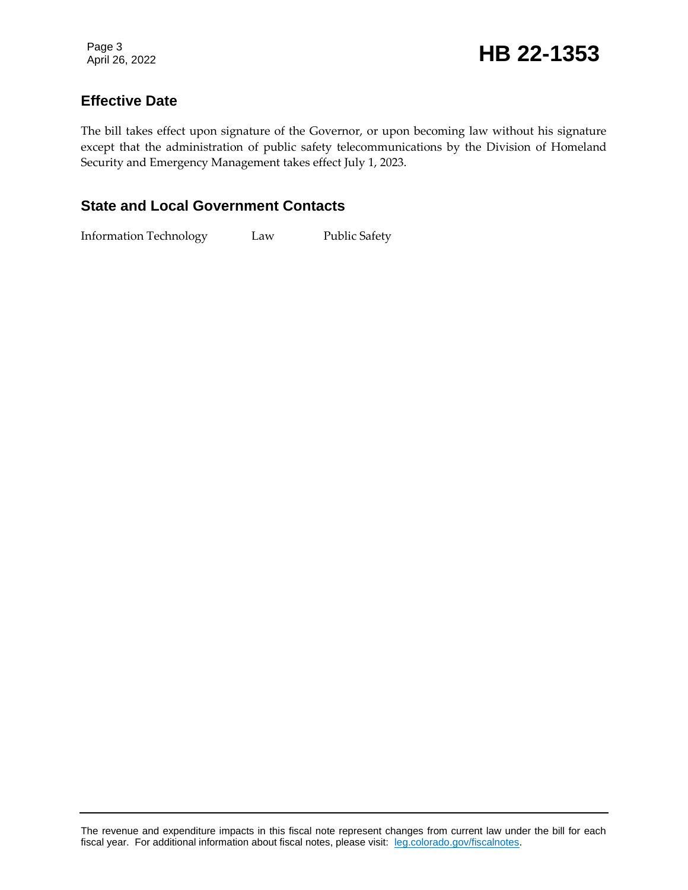## Effective Date

The bill takes effect upon signature of the Governor, or upon becoming law without his signature except that the administration of public safety telecommunications by the Division of Homeland Security and Emergency Management takes effect July 1, 2023.

## State and Local Government Contacts

| | | |
|---|---|---|
| Information Technology | Law | Public Safety |

The revenue and expenditure impacts in this fiscal note represent changes from current law under the bill for each fiscal year. For additional information about fiscal notes, please visit: leg.colorado.gov/fiscalnotes.